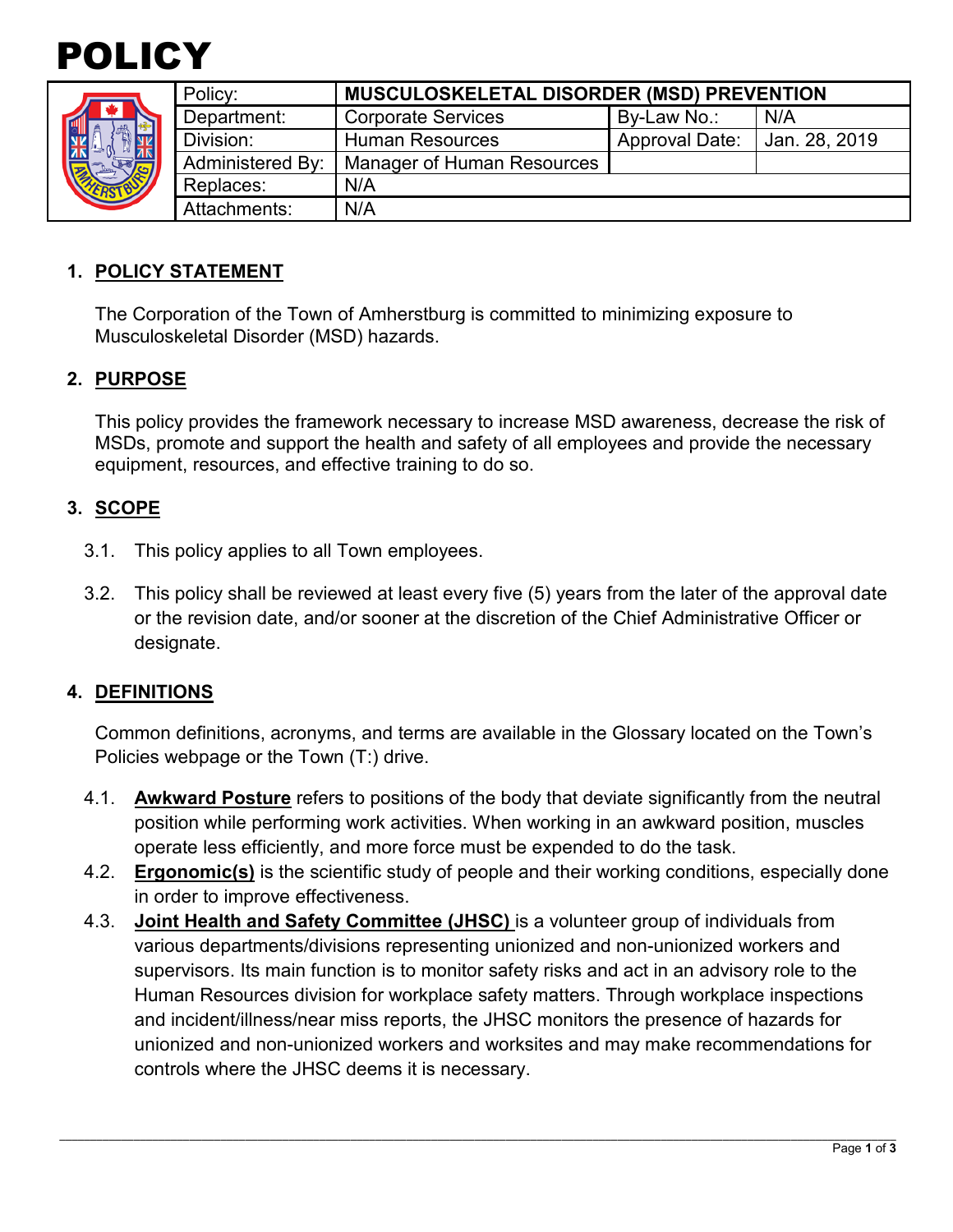# POLICY

| Policy: | MUSCULOSKELETAL DISORDER (MSD) PREVENTION | | |
|---|---|---|---|
| Department: | Corporate Services | By-Law No.: | N/A |
| Division: | Human Resources | Approval Date: | Jan. 28, 2019 |
| Administered By: | Manager of Human Resources | | |
| Replaces: | N/A | | |
| Attachments: | N/A | | |

## 1. POLICY STATEMENT

The Corporation of the Town of Amherstburg is committed to minimizing exposure to Musculoskeletal Disorder (MSD) hazards.

## 2. PURPOSE

This policy provides the framework necessary to increase MSD awareness, decrease the risk of MSDs, promote and support the health and safety of all employees and provide the necessary equipment, resources, and effective training to do so.

## 3. SCOPE

3.1. This policy applies to all Town employees.

3.2. This policy shall be reviewed at least every five (5) years from the later of the approval date or the revision date, and/or sooner at the discretion of the Chief Administrative Officer or designate.

## 4. DEFINITIONS

Common definitions, acronyms, and terms are available in the Glossary located on the Town's Policies webpage or the Town (T:) drive.

4.1. **Awkward Posture** refers to positions of the body that deviate significantly from the neutral position while performing work activities. When working in an awkward position, muscles operate less efficiently, and more force must be expended to do the task.

4.2. **Ergonomic(s)** is the scientific study of people and their working conditions, especially done in order to improve effectiveness.

4.3. **Joint Health and Safety Committee (JHSC)** is a volunteer group of individuals from various departments/divisions representing unionized and non-unionized workers and supervisors. Its main function is to monitor safety risks and act in an advisory role to the Human Resources division for workplace safety matters. Through workplace inspections and incident/illness/near miss reports, the JHSC monitors the presence of hazards for unionized and non-unionized workers and worksites and may make recommendations for controls where the JHSC deems it is necessary.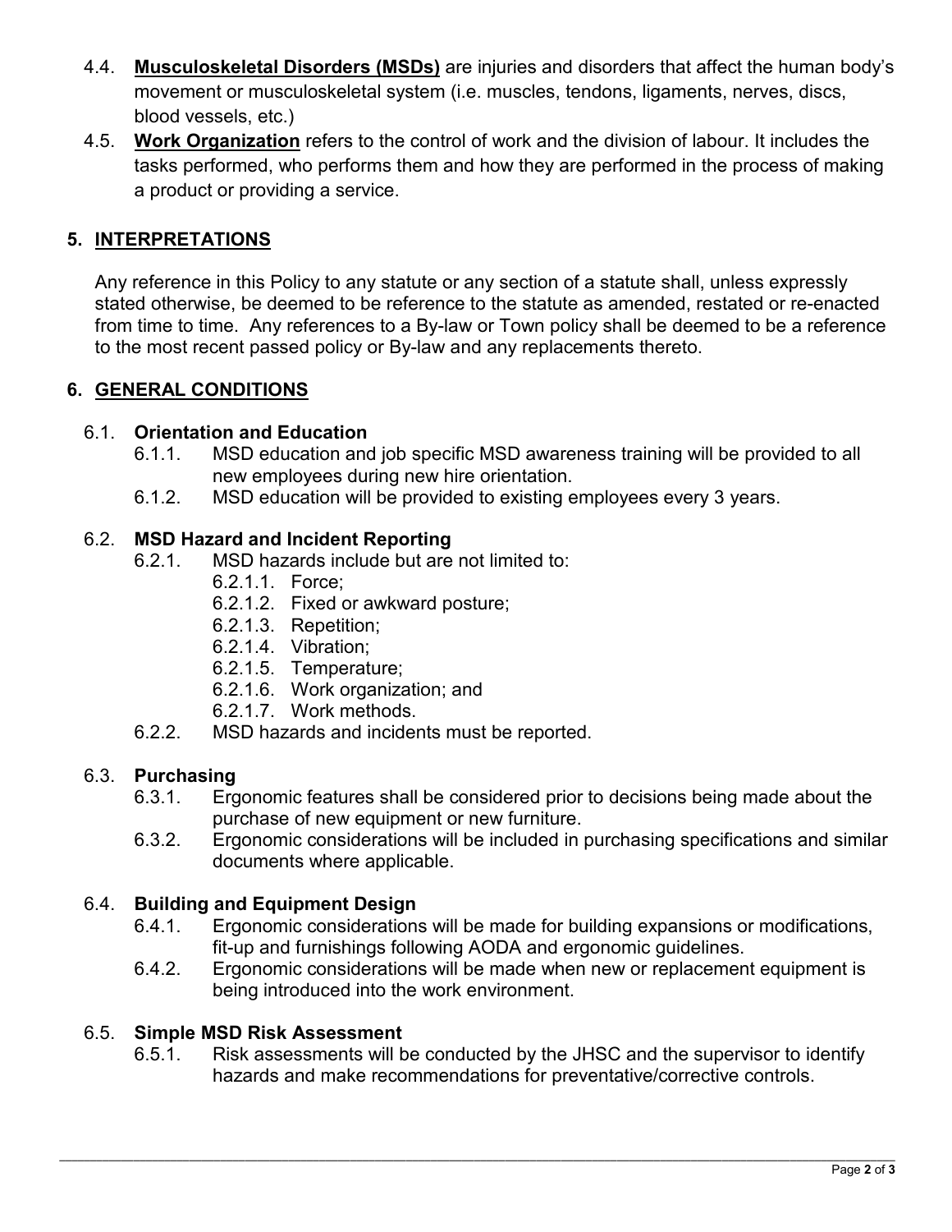4.4. **Musculoskeletal Disorders (MSDs)** are injuries and disorders that affect the human body's movement or musculoskeletal system (i.e. muscles, tendons, ligaments, nerves, discs, blood vessels, etc.)

4.5. **Work Organization** refers to the control of work and the division of labour. It includes the tasks performed, who performs them and how they are performed in the process of making a product or providing a service.

## 5. INTERPRETATIONS

Any reference in this Policy to any statute or any section of a statute shall, unless expressly stated otherwise, be deemed to be reference to the statute as amended, restated or re-enacted from time to time. Any references to a By-law or Town policy shall be deemed to be a reference to the most recent passed policy or By-law and any replacements thereto.

## 6. GENERAL CONDITIONS

### 6.1. Orientation and Education

6.1.1. MSD education and job specific MSD awareness training will be provided to all new employees during new hire orientation.

6.1.2. MSD education will be provided to existing employees every 3 years.

### 6.2. MSD Hazard and Incident Reporting

6.2.1. MSD hazards include but are not limited to:

- 6.2.1.1. Force;
- 6.2.1.2. Fixed or awkward posture;
- 6.2.1.3. Repetition;
- 6.2.1.4. Vibration;
- 6.2.1.5. Temperature;
- 6.2.1.6. Work organization; and
- 6.2.1.7. Work methods.

6.2.2. MSD hazards and incidents must be reported.

### 6.3. Purchasing

6.3.1. Ergonomic features shall be considered prior to decisions being made about the purchase of new equipment or new furniture.

6.3.2. Ergonomic considerations will be included in purchasing specifications and similar documents where applicable.

### 6.4. Building and Equipment Design

6.4.1. Ergonomic considerations will be made for building expansions or modifications, fit-up and furnishings following AODA and ergonomic guidelines.

6.4.2. Ergonomic considerations will be made when new or replacement equipment is being introduced into the work environment.

### 6.5. Simple MSD Risk Assessment

6.5.1. Risk assessments will be conducted by the JHSC and the supervisor to identify hazards and make recommendations for preventative/corrective controls.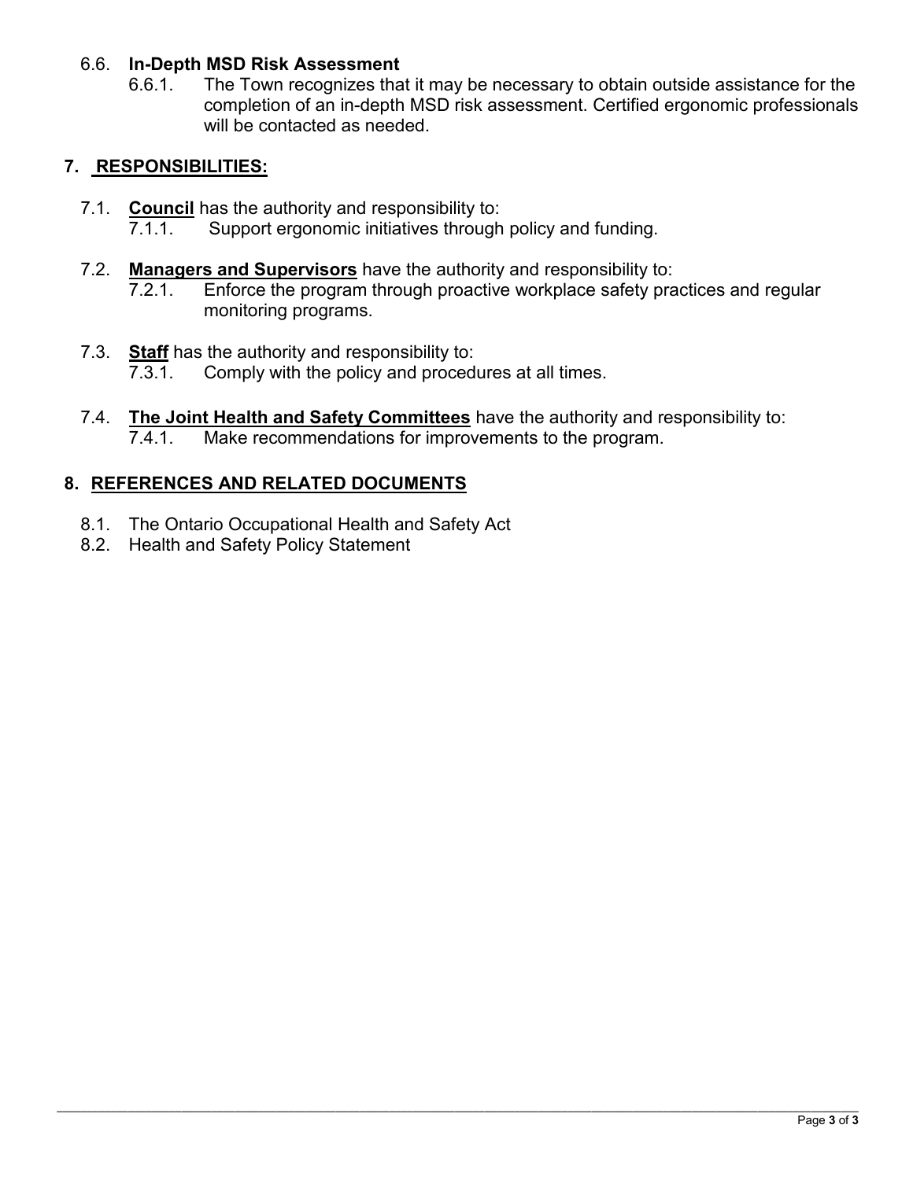6.6. **In-Depth MSD Risk Assessment**

6.6.1. The Town recognizes that it may be necessary to obtain outside assistance for the completion of an in-depth MSD risk assessment. Certified ergonomic professionals will be contacted as needed.

## 7. RESPONSIBILITIES:

7.1. **Council** has the authority and responsibility to:

7.1.1. Support ergonomic initiatives through policy and funding.

7.2. **Managers and Supervisors** have the authority and responsibility to:

7.2.1. Enforce the program through proactive workplace safety practices and regular monitoring programs.

7.3. **Staff** has the authority and responsibility to:

7.3.1. Comply with the policy and procedures at all times.

7.4. **The Joint Health and Safety Committees** have the authority and responsibility to:

7.4.1. Make recommendations for improvements to the program.

## 8. REFERENCES AND RELATED DOCUMENTS

8.1. The Ontario Occupational Health and Safety Act

8.2. Health and Safety Policy Statement